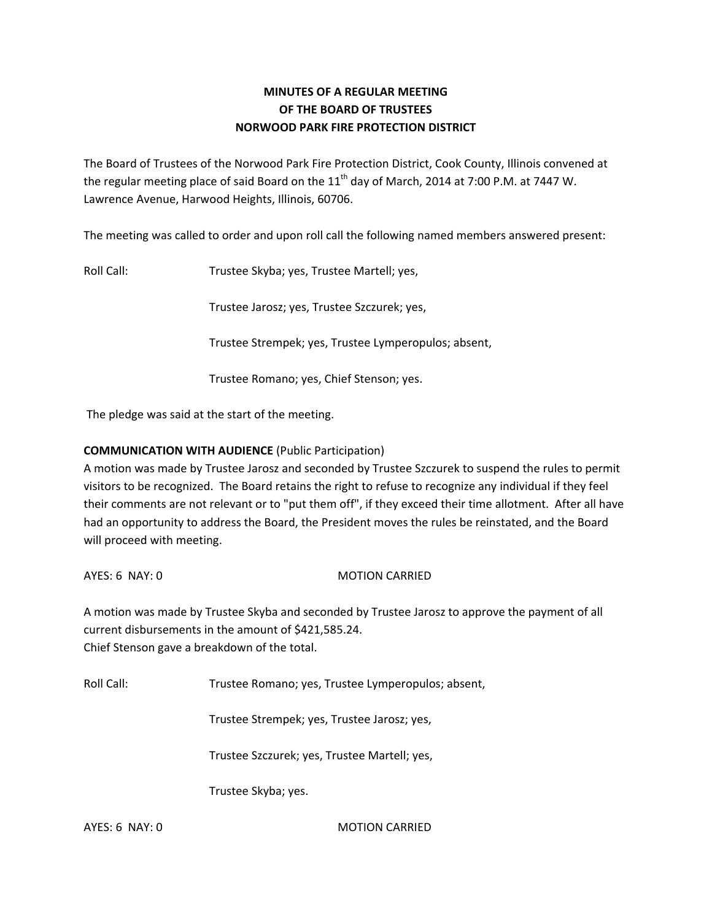**MINUTES OF A REGULAR MEETING**
**OF THE BOARD OF TRUSTEES**
**NORWOOD PARK FIRE PROTECTION DISTRICT**

The Board of Trustees of the Norwood Park Fire Protection District, Cook County, Illinois convened at the regular meeting place of said Board on the 11th day of March, 2014 at 7:00 P.M. at 7447 W. Lawrence Avenue, Harwood Heights, Illinois, 60706.

The meeting was called to order and upon roll call the following named members answered present:

Roll Call: Trustee Skyba; yes, Trustee Martell; yes,

Trustee Jarosz; yes, Trustee Szczurek; yes,

Trustee Strempek; yes, Trustee Lymperopulos; absent,

Trustee Romano; yes, Chief Stenson; yes.

The pledge was said at the start of the meeting.

**COMMUNICATION WITH AUDIENCE** (Public Participation)
A motion was made by Trustee Jarosz and seconded by Trustee Szczurek to suspend the rules to permit visitors to be recognized. The Board retains the right to refuse to recognize any individual if they feel their comments are not relevant or to "put them off", if they exceed their time allotment. After all have had an opportunity to address the Board, the President moves the rules be reinstated, and the Board will proceed with meeting.

AYES: 6 NAY: 0 MOTION CARRIED

A motion was made by Trustee Skyba and seconded by Trustee Jarosz to approve the payment of all current disbursements in the amount of $421,585.24.
Chief Stenson gave a breakdown of the total.

Roll Call: Trustee Romano; yes, Trustee Lymperopulos; absent,

Trustee Strempek; yes, Trustee Jarosz; yes,

Trustee Szczurek; yes, Trustee Martell; yes,

Trustee Skyba; yes.

AYES: 6 NAY: 0 MOTION CARRIED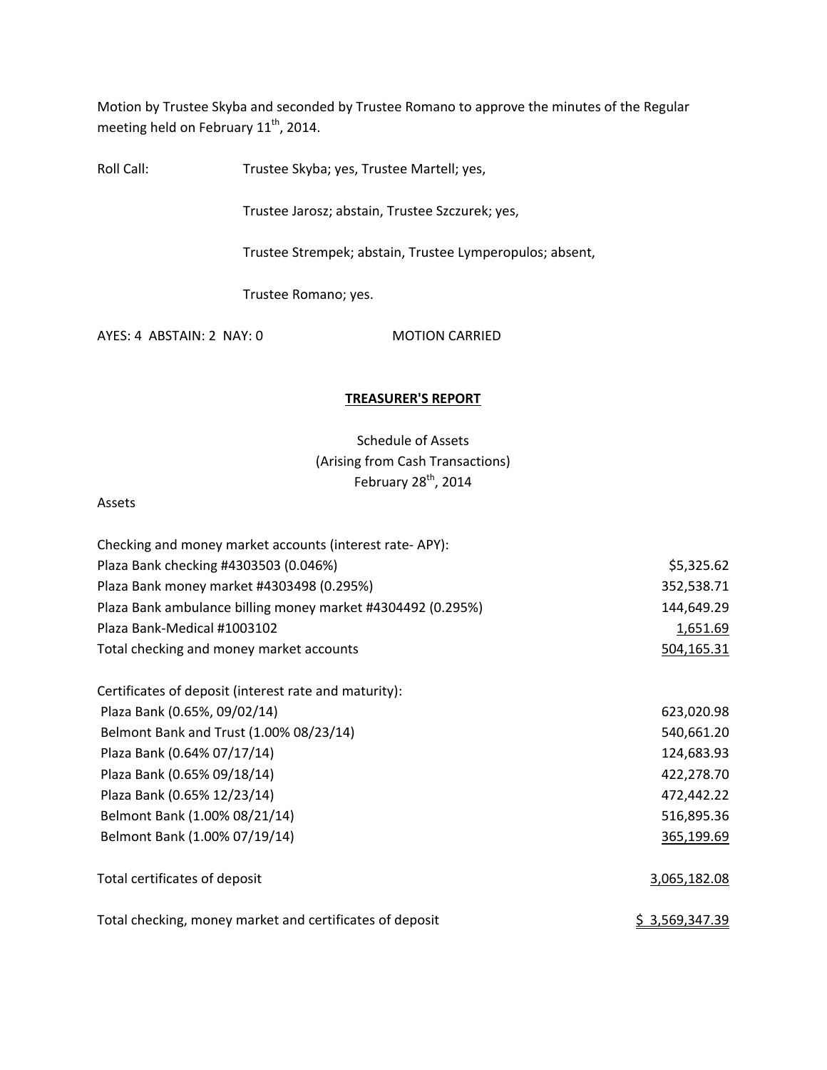Motion by Trustee Skyba and seconded by Trustee Romano to approve the minutes of the Regular meeting held on February 11th, 2014.

Roll Call: Trustee Skyba; yes, Trustee Martell; yes,

Trustee Jarosz; abstain, Trustee Szczurek; yes,

Trustee Strempek; abstain, Trustee Lymperopulos; absent,

Trustee Romano; yes.

AYES: 4 ABSTAIN: 2 NAY: 0 MOTION CARRIED

## TREASURER'S REPORT

Schedule of Assets
(Arising from Cash Transactions)
February 28th, 2014

Assets

| | |
|---|---:|
| Checking and money market accounts (interest rate- APY): | |
| Plaza Bank checking #4303503 (0.046%) | $5,325.62 |
| Plaza Bank money market #4303498 (0.295%) | 352,538.71 |
| Plaza Bank ambulance billing money market #4304492 (0.295%) | 144,649.29 |
| Plaza Bank-Medical #1003102 | 1,651.69 |
| Total checking and money market accounts | 504,165.31 |
| | |
| Certificates of deposit (interest rate and maturity): | |
| Plaza Bank (0.65%, 09/02/14) | 623,020.98 |
| Belmont Bank and Trust (1.00% 08/23/14) | 540,661.20 |
| Plaza Bank (0.64% 07/17/14) | 124,683.93 |
| Plaza Bank (0.65% 09/18/14) | 422,278.70 |
| Plaza Bank (0.65% 12/23/14) | 472,442.22 |
| Belmont Bank (1.00% 08/21/14) | 516,895.36 |
| Belmont Bank (1.00% 07/19/14) | 365,199.69 |
| | |
| Total certificates of deposit | 3,065,182.08 |
| | |
| Total checking, money market and certificates of deposit | $ 3,569,347.39 |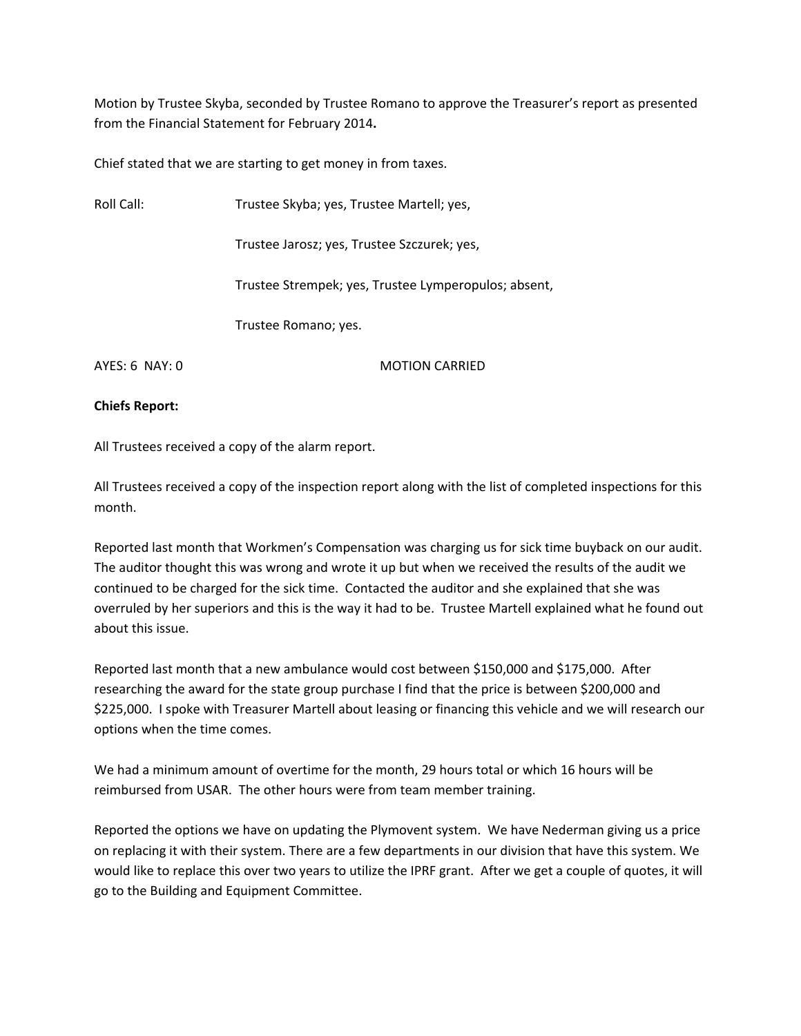Motion by Trustee Skyba, seconded by Trustee Romano to approve the Treasurer's report as presented from the Financial Statement for February 2014**.**

Chief stated that we are starting to get money in from taxes.

Roll Call: Trustee Skyba; yes, Trustee Martell; yes,

Trustee Jarosz; yes, Trustee Szczurek; yes,

Trustee Strempek; yes, Trustee Lymperopulos; absent,

Trustee Romano; yes.

AYES: 6 NAY: 0 MOTION CARRIED

**Chiefs Report:**

All Trustees received a copy of the alarm report.

All Trustees received a copy of the inspection report along with the list of completed inspections for this month.

Reported last month that Workmen's Compensation was charging us for sick time buyback on our audit. The auditor thought this was wrong and wrote it up but when we received the results of the audit we continued to be charged for the sick time. Contacted the auditor and she explained that she was overruled by her superiors and this is the way it had to be. Trustee Martell explained what he found out about this issue.

Reported last month that a new ambulance would cost between $150,000 and $175,000. After researching the award for the state group purchase I find that the price is between $200,000 and $225,000. I spoke with Treasurer Martell about leasing or financing this vehicle and we will research our options when the time comes.

We had a minimum amount of overtime for the month, 29 hours total or which 16 hours will be reimbursed from USAR. The other hours were from team member training.

Reported the options we have on updating the Plymovent system. We have Nederman giving us a price on replacing it with their system. There are a few departments in our division that have this system. We would like to replace this over two years to utilize the IPRF grant. After we get a couple of quotes, it will go to the Building and Equipment Committee.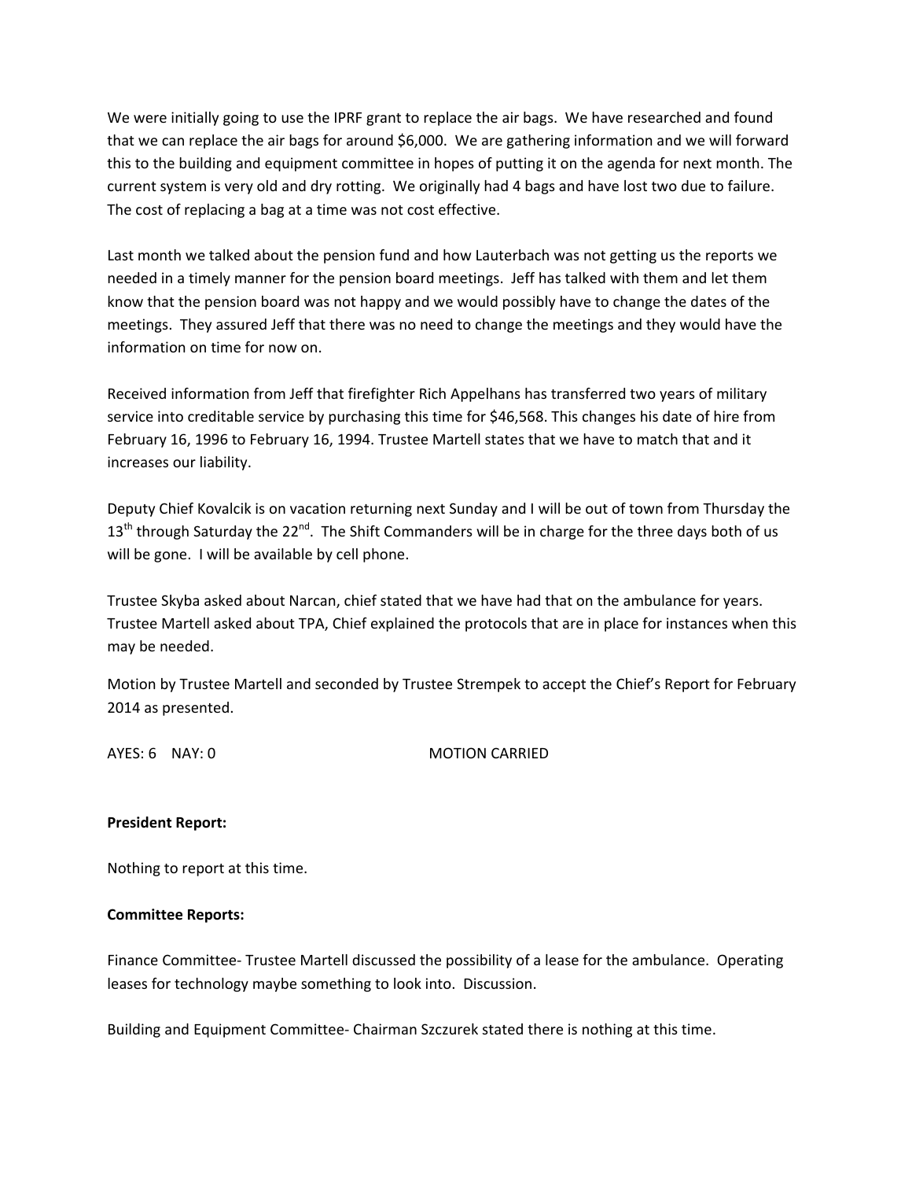We were initially going to use the IPRF grant to replace the air bags. We have researched and found that we can replace the air bags for around $6,000. We are gathering information and we will forward this to the building and equipment committee in hopes of putting it on the agenda for next month. The current system is very old and dry rotting. We originally had 4 bags and have lost two due to failure. The cost of replacing a bag at a time was not cost effective.

Last month we talked about the pension fund and how Lauterbach was not getting us the reports we needed in a timely manner for the pension board meetings. Jeff has talked with them and let them know that the pension board was not happy and we would possibly have to change the dates of the meetings. They assured Jeff that there was no need to change the meetings and they would have the information on time for now on.

Received information from Jeff that firefighter Rich Appelhans has transferred two years of military service into creditable service by purchasing this time for $46,568. This changes his date of hire from February 16, 1996 to February 16, 1994. Trustee Martell states that we have to match that and it increases our liability.

Deputy Chief Kovalcik is on vacation returning next Sunday and I will be out of town from Thursday the 13th through Saturday the 22nd. The Shift Commanders will be in charge for the three days both of us will be gone. I will be available by cell phone.

Trustee Skyba asked about Narcan, chief stated that we have had that on the ambulance for years. Trustee Martell asked about TPA, Chief explained the protocols that are in place for instances when this may be needed.

Motion by Trustee Martell and seconded by Trustee Strempek to accept the Chief's Report for February 2014 as presented.

AYES: 6 NAY: 0 MOTION CARRIED

**President Report:**

Nothing to report at this time.

**Committee Reports:**

Finance Committee- Trustee Martell discussed the possibility of a lease for the ambulance. Operating leases for technology maybe something to look into. Discussion.

Building and Equipment Committee- Chairman Szczurek stated there is nothing at this time.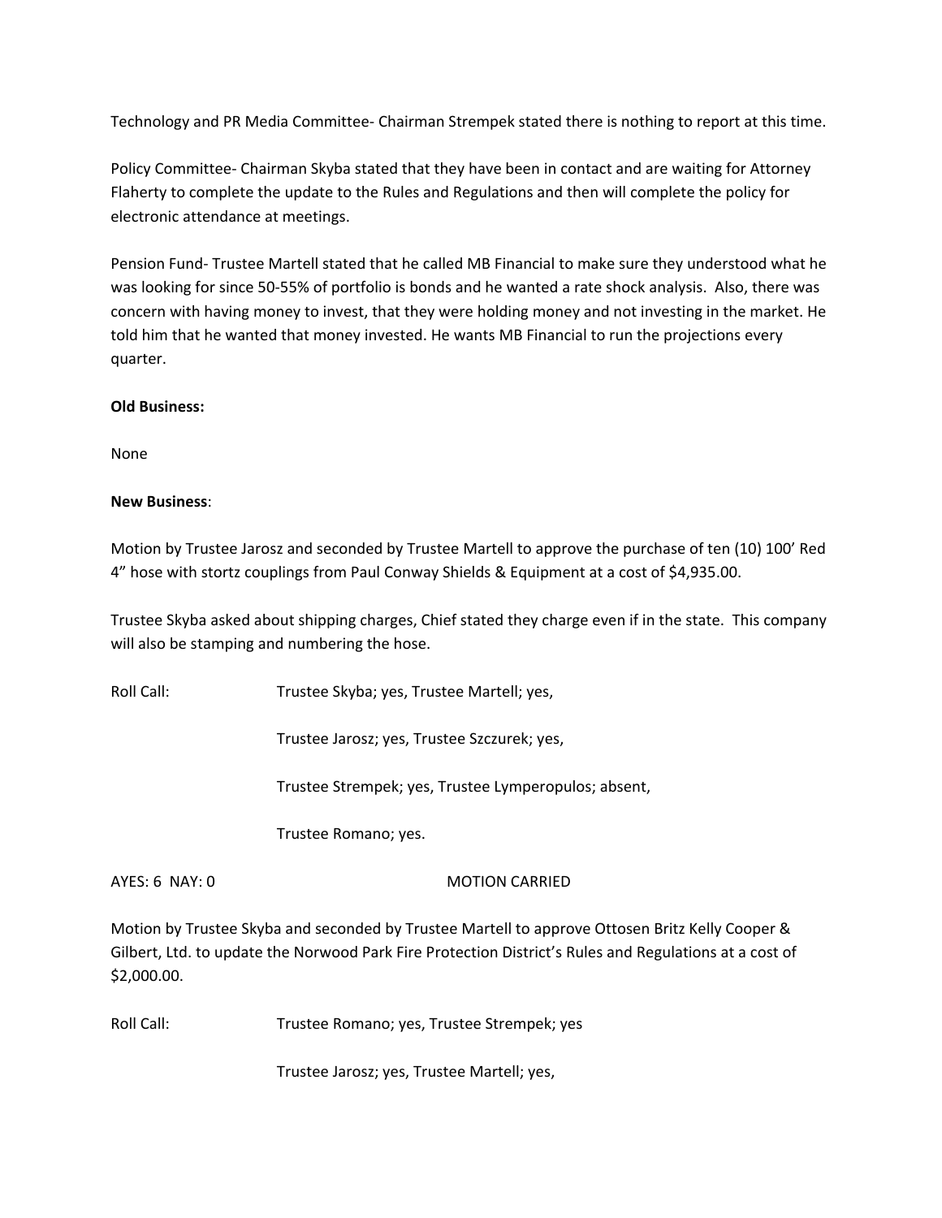Technology and PR Media Committee- Chairman Strempek stated there is nothing to report at this time.

Policy Committee- Chairman Skyba stated that they have been in contact and are waiting for Attorney Flaherty to complete the update to the Rules and Regulations and then will complete the policy for electronic attendance at meetings.

Pension Fund- Trustee Martell stated that he called MB Financial to make sure they understood what he was looking for since 50-55% of portfolio is bonds and he wanted a rate shock analysis. Also, there was concern with having money to invest, that they were holding money and not investing in the market. He told him that he wanted that money invested. He wants MB Financial to run the projections every quarter.

**Old Business:**

None

**New Business**:

Motion by Trustee Jarosz and seconded by Trustee Martell to approve the purchase of ten (10) 100' Red 4" hose with stortz couplings from Paul Conway Shields & Equipment at a cost of $4,935.00.

Trustee Skyba asked about shipping charges, Chief stated they charge even if in the state. This company will also be stamping and numbering the hose.

Roll Call: Trustee Skyba; yes, Trustee Martell; yes,

Trustee Jarosz; yes, Trustee Szczurek; yes,

Trustee Strempek; yes, Trustee Lymperopulos; absent,

Trustee Romano; yes.

AYES: 6 NAY: 0 MOTION CARRIED

Motion by Trustee Skyba and seconded by Trustee Martell to approve Ottosen Britz Kelly Cooper & Gilbert, Ltd. to update the Norwood Park Fire Protection District's Rules and Regulations at a cost of $2,000.00.

Roll Call: Trustee Romano; yes, Trustee Strempek; yes

Trustee Jarosz; yes, Trustee Martell; yes,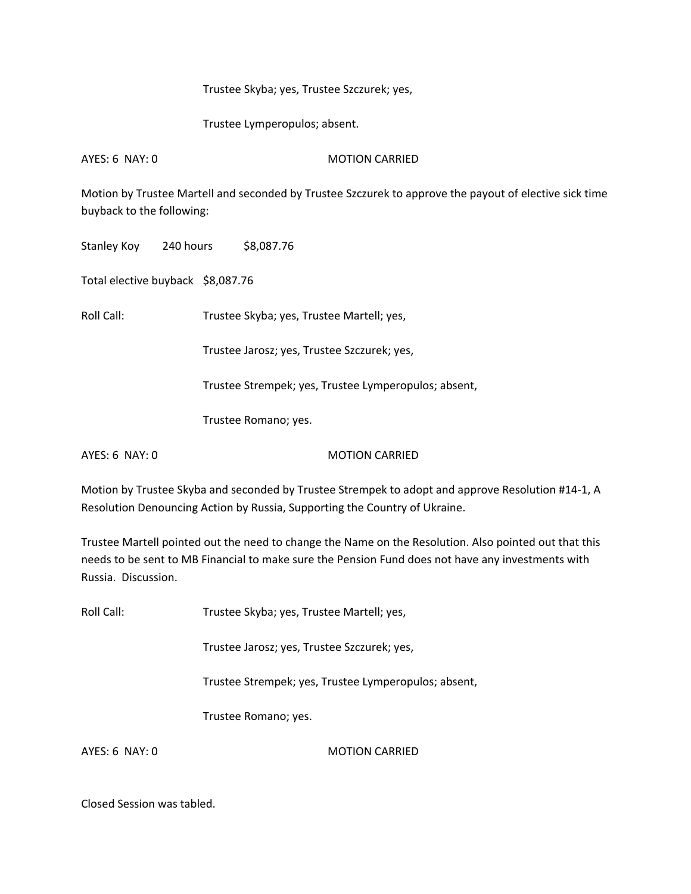Trustee Skyba; yes, Trustee Szczurek; yes,

Trustee Lymperopulos; absent.

AYES: 6 NAY: 0 MOTION CARRIED

Motion by Trustee Martell and seconded by Trustee Szczurek to approve the payout of elective sick time buyback to the following:

Stanley Koy 240 hours $8,087.76

Total elective buyback $8,087.76

Roll Call: Trustee Skyba; yes, Trustee Martell; yes,

Trustee Jarosz; yes, Trustee Szczurek; yes,

Trustee Strempek; yes, Trustee Lymperopulos; absent,

Trustee Romano; yes.

AYES: 6 NAY: 0 MOTION CARRIED

Motion by Trustee Skyba and seconded by Trustee Strempek to adopt and approve Resolution #14-1, A Resolution Denouncing Action by Russia, Supporting the Country of Ukraine.

Trustee Martell pointed out the need to change the Name on the Resolution. Also pointed out that this needs to be sent to MB Financial to make sure the Pension Fund does not have any investments with Russia. Discussion.

Roll Call: Trustee Skyba; yes, Trustee Martell; yes,

Trustee Jarosz; yes, Trustee Szczurek; yes,

Trustee Strempek; yes, Trustee Lymperopulos; absent,

Trustee Romano; yes.

AYES: 6 NAY: 0 MOTION CARRIED

Closed Session was tabled.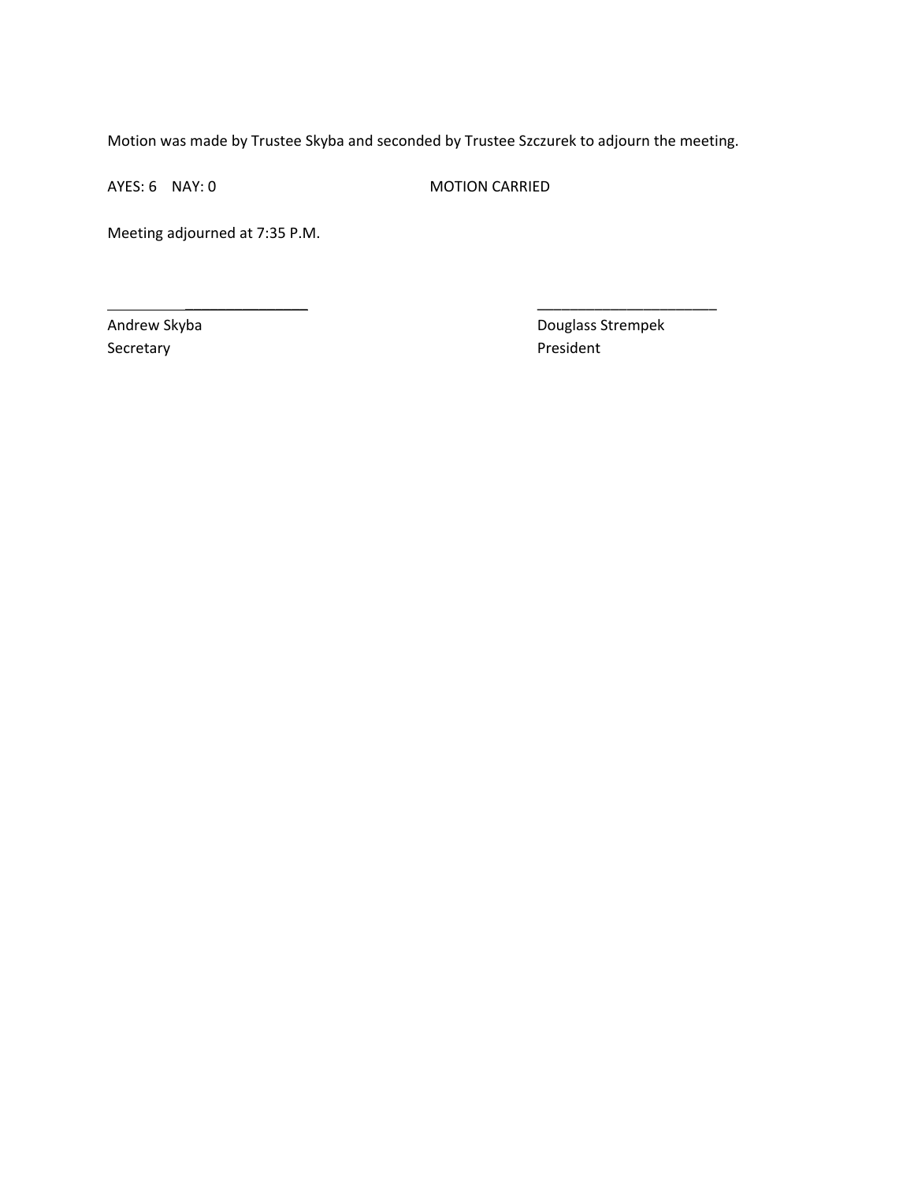Motion was made by Trustee Skyba and seconded by Trustee Szczurek to adjourn the meeting.

AYES: 6 NAY: 0 MOTION CARRIED

Meeting adjourned at 7:35 P.M.

| | |
|---|---|
| ________________________ | ______________________ |
| Andrew Skyba | Douglass Strempek |
| Secretary | President |